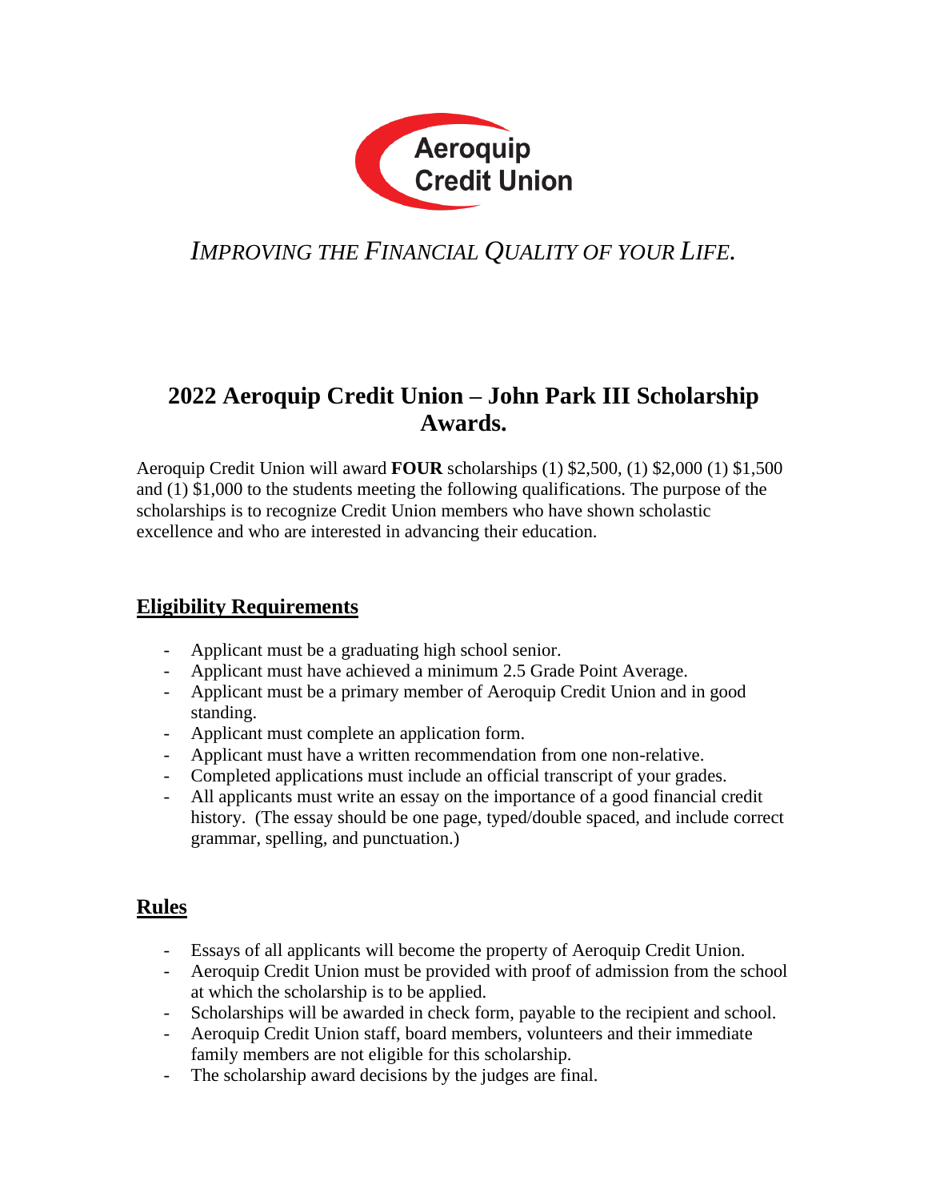Aeroquip
Credit Union

*IMPROVING THE FINANCIAL QUALITY OF YOUR LIFE.*

# 2022 Aeroquip Credit Union – John Park III Scholarship Awards.

Aeroquip Credit Union will award **FOUR** scholarships (1) $2,500, (1) $2,000 (1) $1,500 and (1) $1,000 to the students meeting the following qualifications. The purpose of the scholarships is to recognize Credit Union members who have shown scholastic excellence and who are interested in advancing their education.

## Eligibility Requirements

- Applicant must be a graduating high school senior.
- Applicant must have achieved a minimum 2.5 Grade Point Average.
- Applicant must be a primary member of Aeroquip Credit Union and in good standing.
- Applicant must complete an application form.
- Applicant must have a written recommendation from one non-relative.
- Completed applications must include an official transcript of your grades.
- All applicants must write an essay on the importance of a good financial credit history. (The essay should be one page, typed/double spaced, and include correct grammar, spelling, and punctuation.)

## Rules

- Essays of all applicants will become the property of Aeroquip Credit Union.
- Aeroquip Credit Union must be provided with proof of admission from the school at which the scholarship is to be applied.
- Scholarships will be awarded in check form, payable to the recipient and school.
- Aeroquip Credit Union staff, board members, volunteers and their immediate family members are not eligible for this scholarship.
- The scholarship award decisions by the judges are final.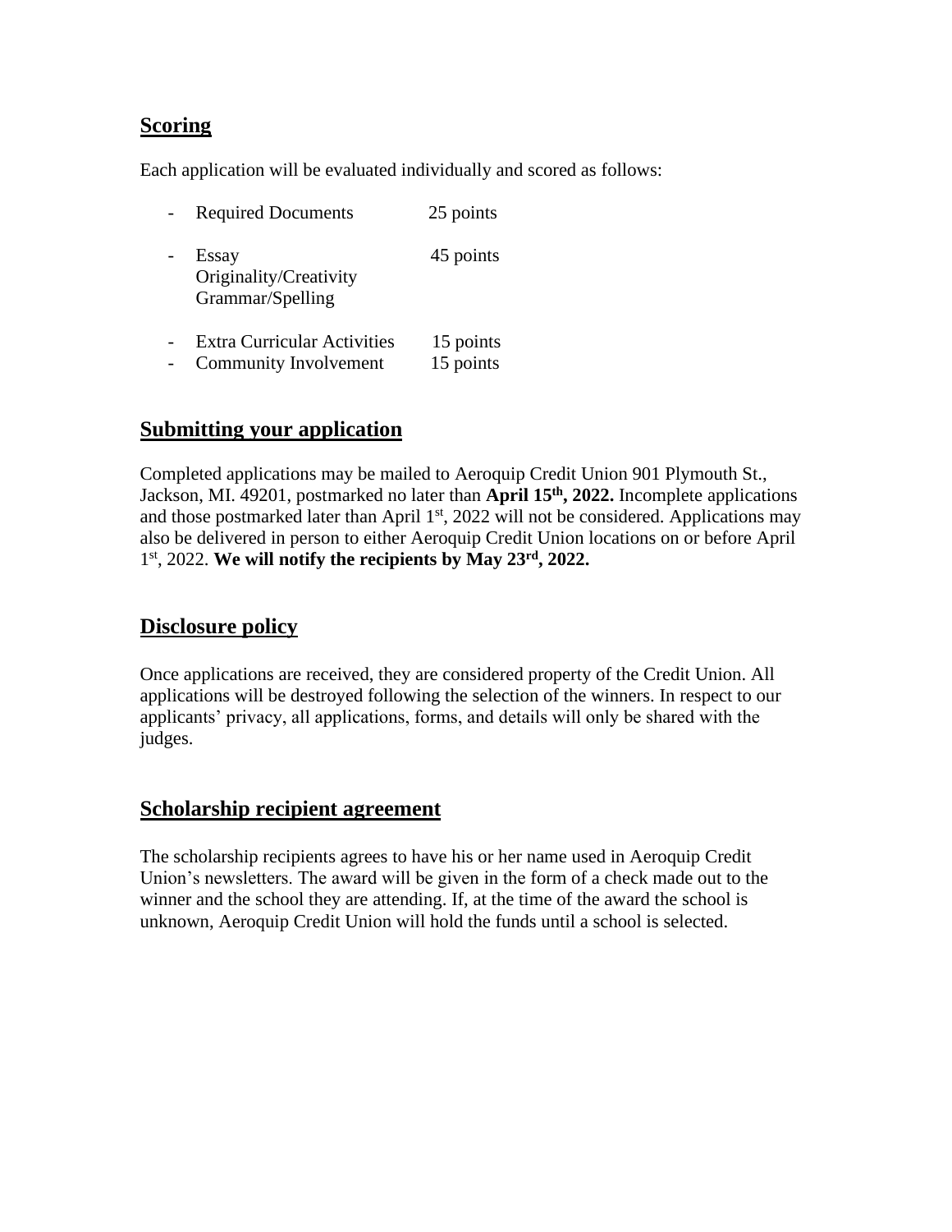## Scoring

Each application will be evaluated individually and scored as follows:

- Required Documents 25 points
- Essay 45 points
  Originality/Creativity
  Grammar/Spelling
- Extra Curricular Activities 15 points
- Community Involvement 15 points

## Submitting your application

Completed applications may be mailed to Aeroquip Credit Union 901 Plymouth St., Jackson, MI. 49201, postmarked no later than **April 15th, 2022.** Incomplete applications and those postmarked later than April 1st, 2022 will not be considered. Applications may also be delivered in person to either Aeroquip Credit Union locations on or before April 1st, 2022. **We will notify the recipients by May 23rd, 2022.**

## Disclosure policy

Once applications are received, they are considered property of the Credit Union. All applications will be destroyed following the selection of the winners. In respect to our applicants' privacy, all applications, forms, and details will only be shared with the judges.

## Scholarship recipient agreement

The scholarship recipients agrees to have his or her name used in Aeroquip Credit Union's newsletters. The award will be given in the form of a check made out to the winner and the school they are attending. If, at the time of the award the school is unknown, Aeroquip Credit Union will hold the funds until a school is selected.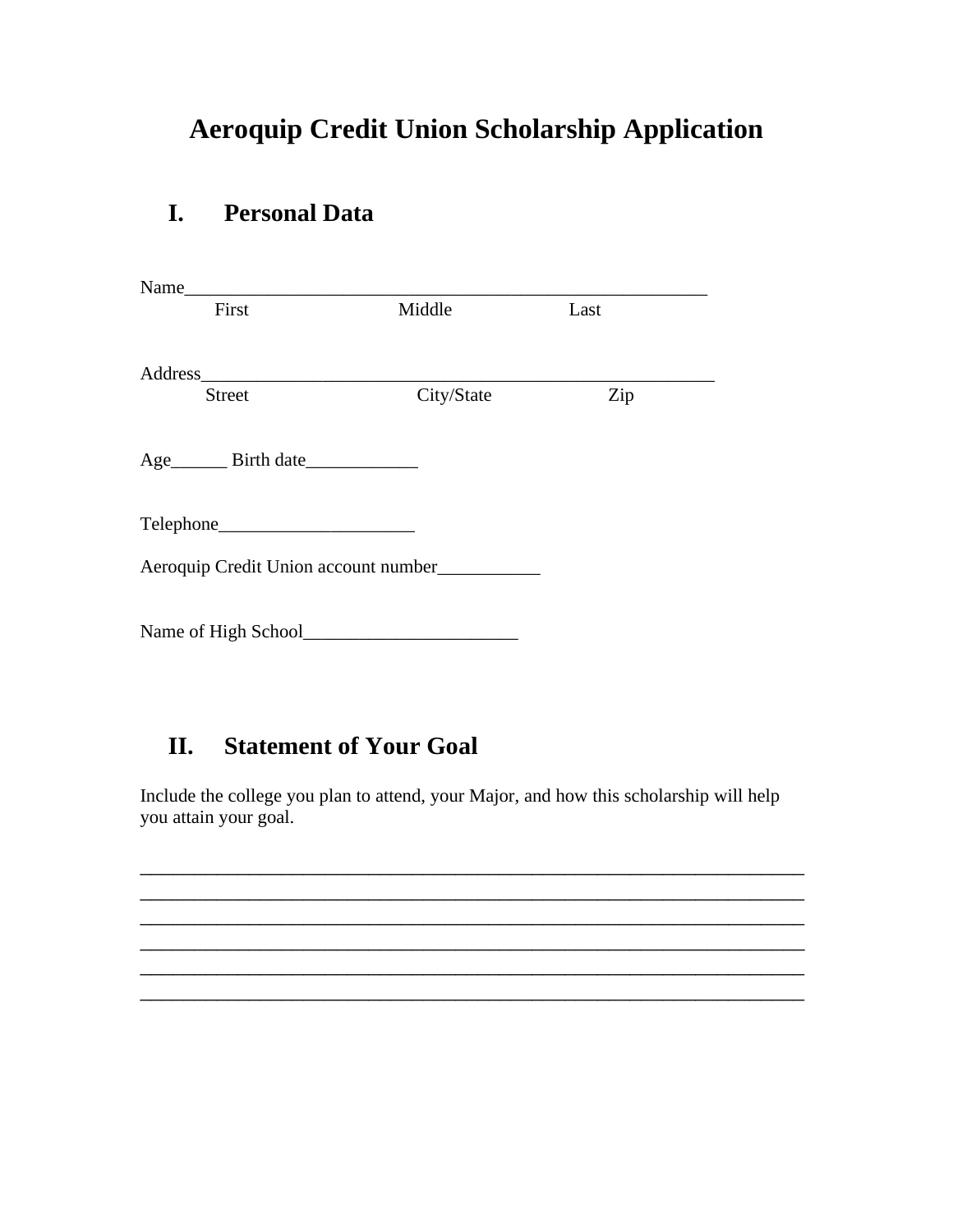# Aeroquip Credit Union Scholarship Application

## I. Personal Data

Name_________________________________________________________
First Middle Last

Address_________________________________________________________
Street City/State Zip

Age______ Birth date____________

Telephone_____________________

Aeroquip Credit Union account number___________

Name of High School_______________________

## II. Statement of Your Goal

Include the college you plan to attend, your Major, and how this scholarship will help you attain your goal.

________________________________________________________________________
________________________________________________________________________
________________________________________________________________________
________________________________________________________________________
________________________________________________________________________
________________________________________________________________________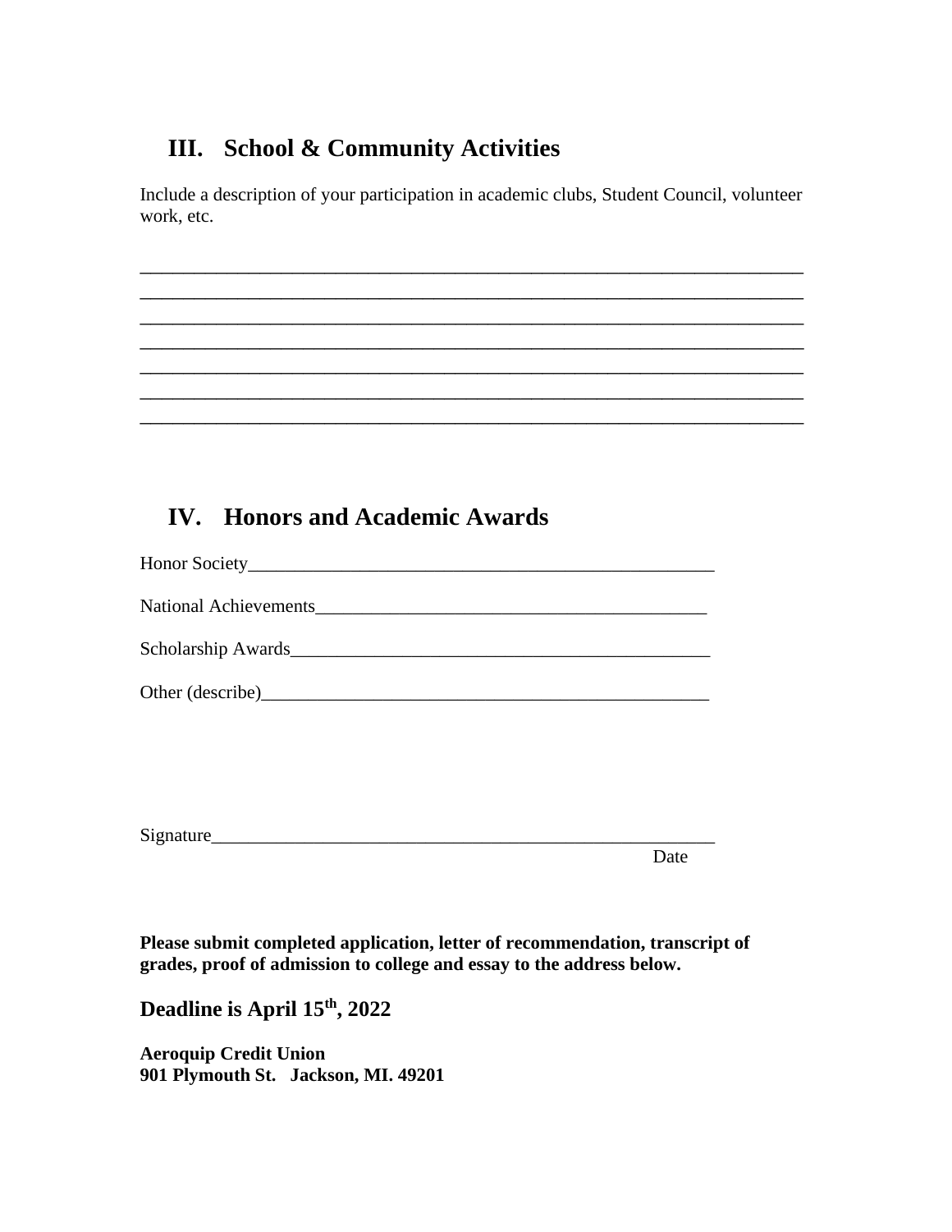## III. School & Community Activities

Include a description of your participation in academic clubs, Student Council, volunteer work, etc.

______________________________________________________________________
______________________________________________________________________
______________________________________________________________________
______________________________________________________________________
______________________________________________________________________
______________________________________________________________________
______________________________________________________________________

## IV. Honors and Academic Awards

Honor Society_____________________________________________________

National Achievements__________________________________________

Scholarship Awards_____________________________________________

Other (describe)_________________________________________________

Signature_________________________________________________________
Date

**Please submit completed application, letter of recommendation, transcript of grades, proof of admission to college and essay to the address below.**

**Deadline is April 15th, 2022**

**Aeroquip Credit Union**
**901 Plymouth St. Jackson, MI. 49201**